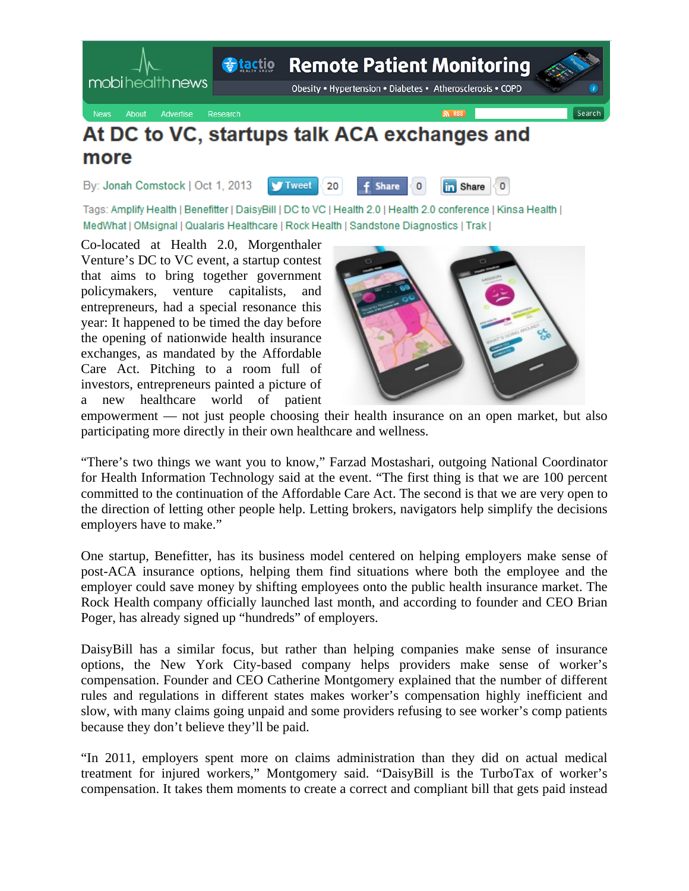# At DC to VC, startups talk ACA exchanges and more

By: Jonah Comstock | Oct 1, 2013

Tags: Amplify Health | Benefitter | DaisyBill | DC to VC | Health 2.0 | Health 2.0 conference | Kinsa Health | MedWhat | OMsignal | Qualaris Healthcare | Rock Health | Sandstone Diagnostics | Trak |

Co-located at Health 2.0, Morgenthaler Venture's DC to VC event, a startup contest that aims to bring together government policymakers, venture capitalists, and entrepreneurs, had a special resonance this year: It happened to be timed the day before the opening of nationwide health insurance exchanges, as mandated by the Affordable Care Act. Pitching to a room full of investors, entrepreneurs painted a picture of a new healthcare world of patient empowerment — not just people choosing their health insurance on an open market, but also participating more directly in their own healthcare and wellness.

"There's two things we want you to know," Farzad Mostashari, outgoing National Coordinator for Health Information Technology said at the event. "The first thing is that we are 100 percent committed to the continuation of the Affordable Care Act. The second is that we are very open to the direction of letting other people help. Letting brokers, navigators help simplify the decisions employers have to make."

One startup, Benefitter, has its business model centered on helping employers make sense of post-ACA insurance options, helping them find situations where both the employee and the employer could save money by shifting employees onto the public health insurance market. The Rock Health company officially launched last month, and according to founder and CEO Brian Poger, has already signed up "hundreds" of employers.

DaisyBill has a similar focus, but rather than helping companies make sense of insurance options, the New York City-based company helps providers make sense of worker's compensation. Founder and CEO Catherine Montgomery explained that the number of different rules and regulations in different states makes worker's compensation highly inefficient and slow, with many claims going unpaid and some providers refusing to see worker's comp patients because they don't believe they'll be paid.

"In 2011, employers spent more on claims administration than they did on actual medical treatment for injured workers," Montgomery said. "DaisyBill is the TurboTax of worker's compensation. It takes them moments to create a correct and compliant bill that gets paid instead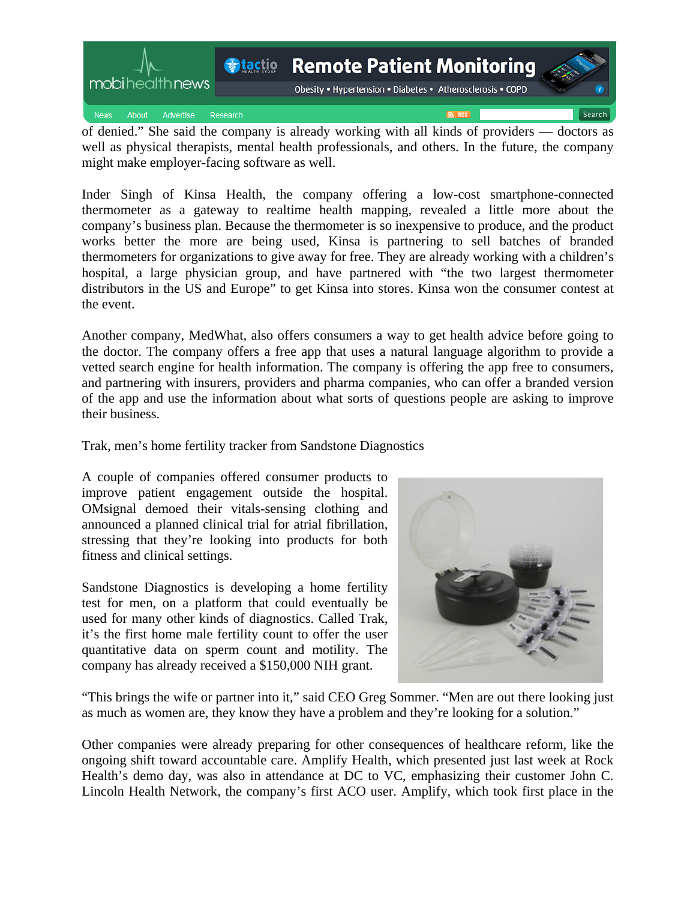of denied." She said the company is already working with all kinds of providers — doctors as well as physical therapists, mental health professionals, and others. In the future, the company might make employer-facing software as well.

Inder Singh of Kinsa Health, the company offering a low-cost smartphone-connected thermometer as a gateway to realtime health mapping, revealed a little more about the company's business plan. Because the thermometer is so inexpensive to produce, and the product works better the more are being used, Kinsa is partnering to sell batches of branded thermometers for organizations to give away for free. They are already working with a children's hospital, a large physician group, and have partnered with "the two largest thermometer distributors in the US and Europe" to get Kinsa into stores. Kinsa won the consumer contest at the event.

Another company, MedWhat, also offers consumers a way to get health advice before going to the doctor. The company offers a free app that uses a natural language algorithm to provide a vetted search engine for health information. The company is offering the app free to consumers, and partnering with insurers, providers and pharma companies, who can offer a branded version of the app and use the information about what sorts of questions people are asking to improve their business.

Trak, men's home fertility tracker from Sandstone Diagnostics

A couple of companies offered consumer products to improve patient engagement outside the hospital. OMsignal demoed their vitals-sensing clothing and announced a planned clinical trial for atrial fibrillation, stressing that they're looking into products for both fitness and clinical settings.

Sandstone Diagnostics is developing a home fertility test for men, on a platform that could eventually be used for many other kinds of diagnostics. Called Trak, it's the first home male fertility count to offer the user quantitative data on sperm count and motility. The company has already received a $150,000 NIH grant.

"This brings the wife or partner into it," said CEO Greg Sommer. "Men are out there looking just as much as women are, they know they have a problem and they're looking for a solution."

Other companies were already preparing for other consequences of healthcare reform, like the ongoing shift toward accountable care. Amplify Health, which presented just last week at Rock Health's demo day, was also in attendance at DC to VC, emphasizing their customer John C. Lincoln Health Network, the company's first ACO user. Amplify, which took first place in the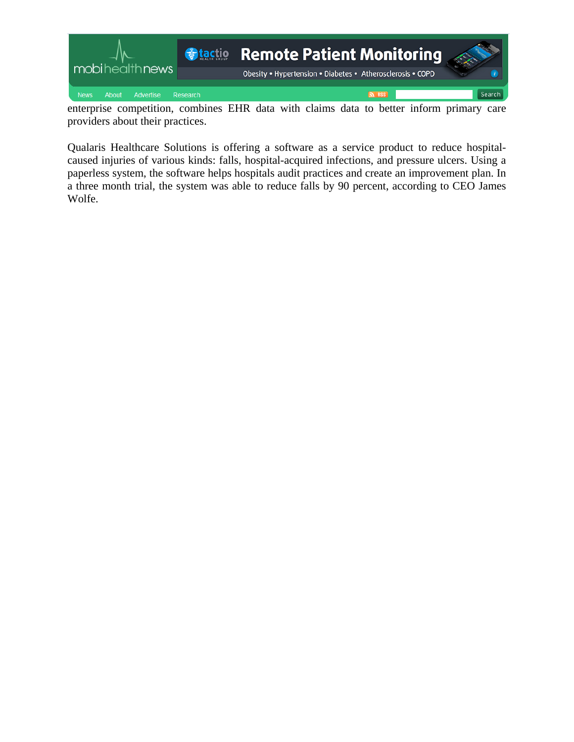enterprise competition, combines EHR data with claims data to better inform primary care providers about their practices.

Qualaris Healthcare Solutions is offering a software as a service product to reduce hospital-caused injuries of various kinds: falls, hospital-acquired infections, and pressure ulcers. Using a paperless system, the software helps hospitals audit practices and create an improvement plan. In a three month trial, the system was able to reduce falls by 90 percent, according to CEO James Wolfe.